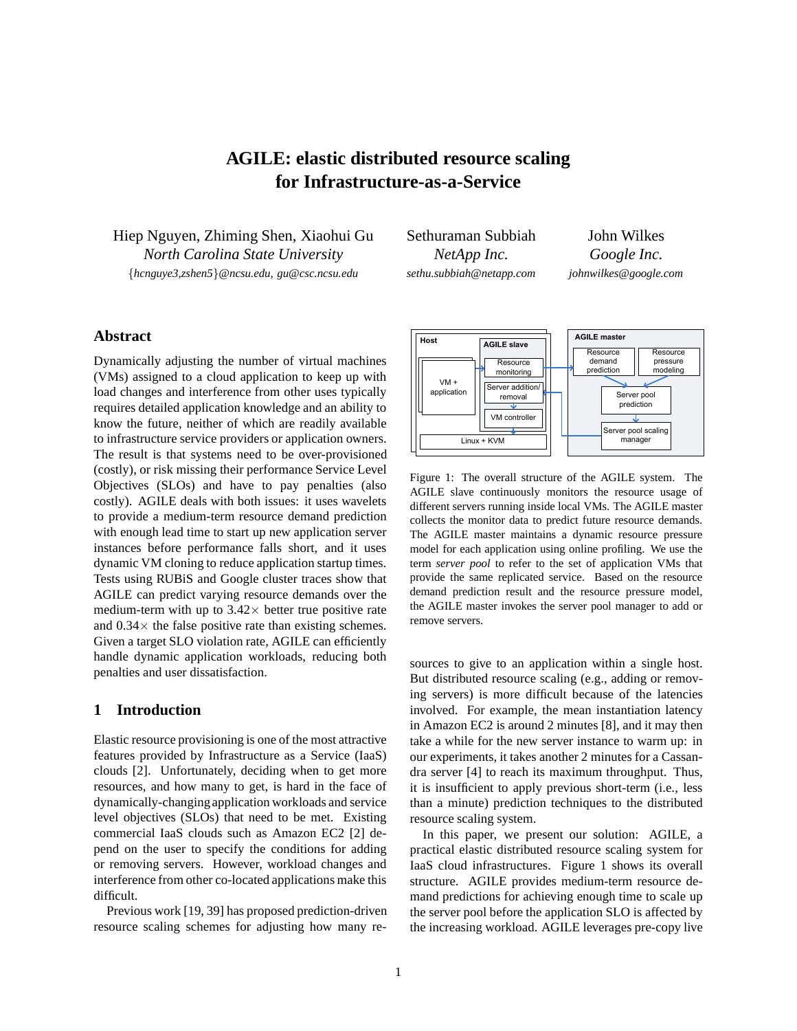# AGILE: elastic distributed resource scaling for Infrastructure-as-a-Service

Hiep Nguyen, Zhiming Shen, Xiaohui Gu
*North Carolina State University*
{*hcnguye3,zshen5*}*@ncsu.edu, gu@csc.ncsu.edu*

Sethuraman Subbiah
*NetApp Inc.*
*sethu.subbiah@netapp.com*

John Wilkes
*Google Inc.*
*johnwilkes@google.com*

## Abstract

Dynamically adjusting the number of virtual machines (VMs) assigned to a cloud application to keep up with load changes and interference from other uses typically requires detailed application knowledge and an ability to know the future, neither of which are readily available to infrastructure service providers or application owners. The result is that systems need to be over-provisioned (costly), or risk missing their performance Service Level Objectives (SLOs) and have to pay penalties (also costly). AGILE deals with both issues: it uses wavelets to provide a medium-term resource demand prediction with enough lead time to start up new application server instances before performance falls short, and it uses dynamic VM cloning to reduce application startup times. Tests using RUBiS and Google cluster traces show that AGILE can predict varying resource demands over the medium-term with up to 3.42× better true positive rate and 0.34× the false positive rate than existing schemes. Given a target SLO violation rate, AGILE can efficiently handle dynamic application workloads, reducing both penalties and user dissatisfaction.

## 1 Introduction

Elastic resource provisioning is one of the most attractive features provided by Infrastructure as a Service (IaaS) clouds [2]. Unfortunately, deciding when to get more resources, and how many to get, is hard in the face of dynamically-changing application workloads and service level objectives (SLOs) that need to be met. Existing commercial IaaS clouds such as Amazon EC2 [2] depend on the user to specify the conditions for adding or removing servers. However, workload changes and interference from other co-located applications make this difficult.

Previous work [19, 39] has proposed prediction-driven resource scaling schemes for adjusting how many resources to give to an application within a single host. But distributed resource scaling (e.g., adding or removing servers) is more difficult because of the latencies involved. For example, the mean instantiation latency in Amazon EC2 is around 2 minutes [8], and it may then take a while for the new server instance to warm up: in our experiments, it takes another 2 minutes for a Cassandra server [4] to reach its maximum throughput. Thus, it is insufficient to apply previous short-term (i.e., less than a minute) prediction techniques to the distributed resource scaling system.

Host | AGILE slave | Resource monitoring | Server addition/removal | VM controller | VM + application | Linux + KVM | AGILE master | Resource demand prediction | Resource pressure modeling | Server pool prediction | Server pool scaling manager

Figure 1: The overall structure of the AGILE system. The AGILE slave continuously monitors the resource usage of different servers running inside local VMs. The AGILE master collects the monitor data to predict future resource demands. The AGILE master maintains a dynamic resource pressure model for each application using online profiling. We use the term *server pool* to refer to the set of application VMs that provide the same replicated service. Based on the resource demand prediction result and the resource pressure model, the AGILE master invokes the server pool manager to add or remove servers.

In this paper, we present our solution: AGILE, a practical elastic distributed resource scaling system for IaaS cloud infrastructures. Figure 1 shows its overall structure. AGILE provides medium-term resource demand predictions for achieving enough time to scale up the server pool before the application SLO is affected by the increasing workload. AGILE leverages pre-copy live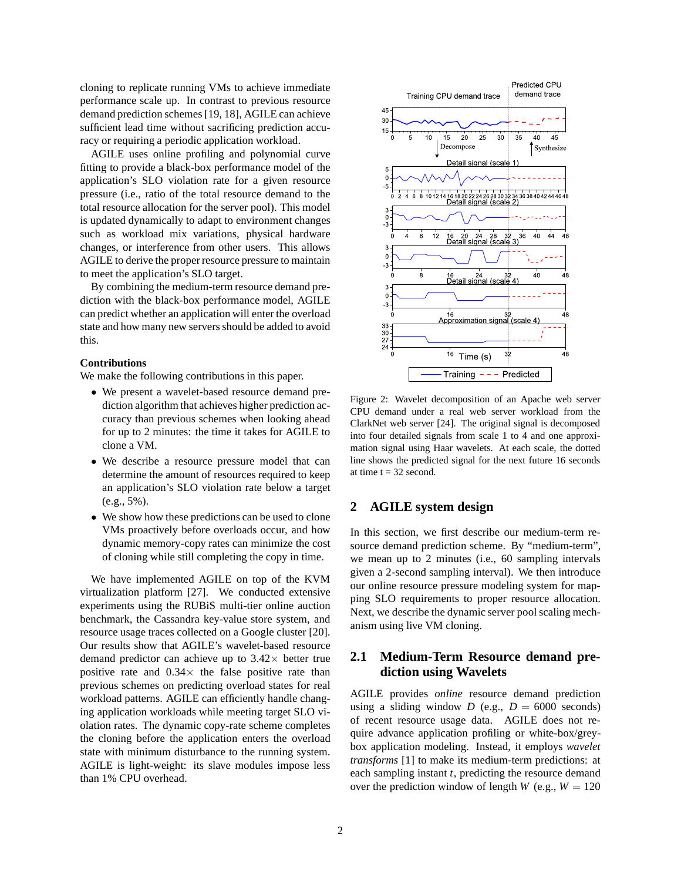cloning to replicate running VMs to achieve immediate performance scale up. In contrast to previous resource demand prediction schemes [19, 18], AGILE can achieve sufficient lead time without sacrificing prediction accuracy or requiring a periodic application workload.

AGILE uses online profiling and polynomial curve fitting to provide a black-box performance model of the application's SLO violation rate for a given resource pressure (i.e., ratio of the total resource demand to the total resource allocation for the server pool). This model is updated dynamically to adapt to environment changes such as workload mix variations, physical hardware changes, or interference from other users. This allows AGILE to derive the proper resource pressure to maintain to meet the application's SLO target.

By combining the medium-term resource demand prediction with the black-box performance model, AGILE can predict whether an application will enter the overload state and how many new servers should be added to avoid this.

**Contributions**

We make the following contributions in this paper.

- We present a wavelet-based resource demand prediction algorithm that achieves higher prediction accuracy than previous schemes when looking ahead for up to 2 minutes: the time it takes for AGILE to clone a VM.
- We describe a resource pressure model that can determine the amount of resources required to keep an application's SLO violation rate below a target (e.g., 5%).
- We show how these predictions can be used to clone VMs proactively before overloads occur, and how dynamic memory-copy rates can minimize the cost of cloning while still completing the copy in time.

We have implemented AGILE on top of the KVM virtualization platform [27]. We conducted extensive experiments using the RUBiS multi-tier online auction benchmark, the Cassandra key-value store system, and resource usage traces collected on a Google cluster [20]. Our results show that AGILE's wavelet-based resource demand predictor can achieve up to 3.42× better true positive rate and 0.34× the false positive rate than previous schemes on predicting overload states for real workload patterns. AGILE can efficiently handle changing application workloads while meeting target SLO violation rates. The dynamic copy-rate scheme completes the cloning before the application enters the overload state with minimum disturbance to the running system. AGILE is light-weight: its slave modules impose less than 1% CPU overhead.

Figure 2: Wavelet decomposition of an Apache web server CPU demand under a real web server workload from the ClarkNet web server [24]. The original signal is decomposed into four detailed signals from scale 1 to 4 and one approximation signal using Haar wavelets. At each scale, the dotted line shows the predicted signal for the next future 16 seconds at time t = 32 second.

## 2 AGILE system design

In this section, we first describe our medium-term resource demand prediction scheme. By "medium-term", we mean up to 2 minutes (i.e., 60 sampling intervals given a 2-second sampling interval). We then introduce our online resource pressure modeling system for mapping SLO requirements to proper resource allocation. Next, we describe the dynamic server pool scaling mechanism using live VM cloning.

### 2.1 Medium-Term Resource demand prediction using Wavelets

AGILE provides *online* resource demand prediction using a sliding window $D$ (e.g., $D = 6000$ seconds) of recent resource usage data. AGILE does not require advance application profiling or white-box/grey-box application modeling. Instead, it employs *wavelet transforms* [1] to make its medium-term predictions: at each sampling instant $t$, predicting the resource demand over the prediction window of length $W$ (e.g., $W = 120$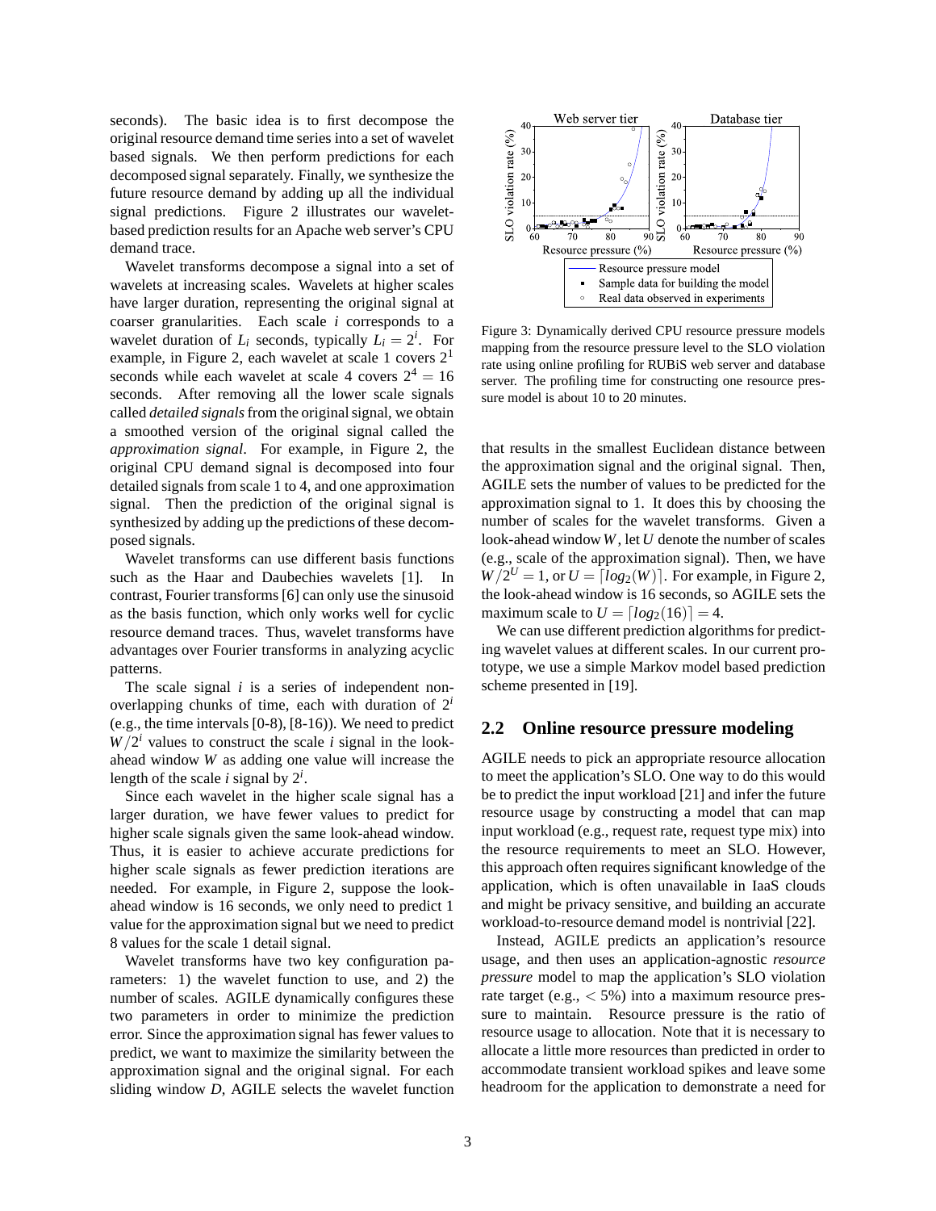seconds). The basic idea is to first decompose the original resource demand time series into a set of wavelet based signals. We then perform predictions for each decomposed signal separately. Finally, we synthesize the future resource demand by adding up all the individual signal predictions. Figure 2 illustrates our wavelet-based prediction results for an Apache web server's CPU demand trace.

Wavelet transforms decompose a signal into a set of wavelets at increasing scales. Wavelets at higher scales have larger duration, representing the original signal at coarser granularities. Each scale $i$ corresponds to a wavelet duration of $L_i$ seconds, typically $L_i = 2^i$. For example, in Figure 2, each wavelet at scale 1 covers $2^1$ seconds while each wavelet at scale 4 covers $2^4 = 16$ seconds. After removing all the lower scale signals called *detailed signals* from the original signal, we obtain a smoothed version of the original signal called the *approximation signal*. For example, in Figure 2, the original CPU demand signal is decomposed into four detailed signals from scale 1 to 4, and one approximation signal. Then the prediction of the original signal is synthesized by adding up the predictions of these decomposed signals.

Wavelet transforms can use different basis functions such as the Haar and Daubechies wavelets [1]. In contrast, Fourier transforms [6] can only use the sinusoid as the basis function, which only works well for cyclic resource demand traces. Thus, wavelet transforms have advantages over Fourier transforms in analyzing acyclic patterns.

The scale signal $i$ is a series of independent non-overlapping chunks of time, each with duration of $2^i$ (e.g., the time intervals [0-8), [8-16)). We need to predict $W/2^i$ values to construct the scale $i$ signal in the look-ahead window $W$ as adding one value will increase the length of the scale $i$ signal by $2^i$.

Since each wavelet in the higher scale signal has a larger duration, we have fewer values to predict for higher scale signals given the same look-ahead window. Thus, it is easier to achieve accurate predictions for higher scale signals as fewer prediction iterations are needed. For example, in Figure 2, suppose the look-ahead window is 16 seconds, we only need to predict 1 value for the approximation signal but we need to predict 8 values for the scale 1 detail signal.

Wavelet transforms have two key configuration parameters: 1) the wavelet function to use, and 2) the number of scales. AGILE dynamically configures these two parameters in order to minimize the prediction error. Since the approximation signal has fewer values to predict, we want to maximize the similarity between the approximation signal and the original signal. For each sliding window $D$, AGILE selects the wavelet function that results in the smallest Euclidean distance between the approximation signal and the original signal. Then, AGILE sets the number of values to be predicted for the approximation signal to 1. It does this by choosing the number of scales for the wavelet transforms. Given a look-ahead window $W$, let $U$ denote the number of scales (e.g., scale of the approximation signal). Then, we have $W/2^U = 1$, or $U = \lceil log_2(W) \rceil$. For example, in Figure 2, the look-ahead window is 16 seconds, so AGILE sets the maximum scale to $U = \lceil log_2(16) \rceil = 4$.

We can use different prediction algorithms for predicting wavelet values at different scales. In our current prototype, we use a simple Markov model based prediction scheme presented in [19].

Figure 3: Dynamically derived CPU resource pressure models mapping from the resource pressure level to the SLO violation rate using online profiling for RUBiS web server and database server. The profiling time for constructing one resource pressure model is about 10 to 20 minutes.

## 2.2 Online resource pressure modeling

AGILE needs to pick an appropriate resource allocation to meet the application's SLO. One way to do this would be to predict the input workload [21] and infer the future resource usage by constructing a model that can map input workload (e.g., request rate, request type mix) into the resource requirements to meet an SLO. However, this approach often requires significant knowledge of the application, which is often unavailable in IaaS clouds and might be privacy sensitive, and building an accurate workload-to-resource demand model is nontrivial [22].

Instead, AGILE predicts an application's resource usage, and then uses an application-agnostic *resource pressure* model to map the application's SLO violation rate target (e.g., $< 5\%$) into a maximum resource pressure to maintain. Resource pressure is the ratio of resource usage to allocation. Note that it is necessary to allocate a little more resources than predicted in order to accommodate transient workload spikes and leave some headroom for the application to demonstrate a need for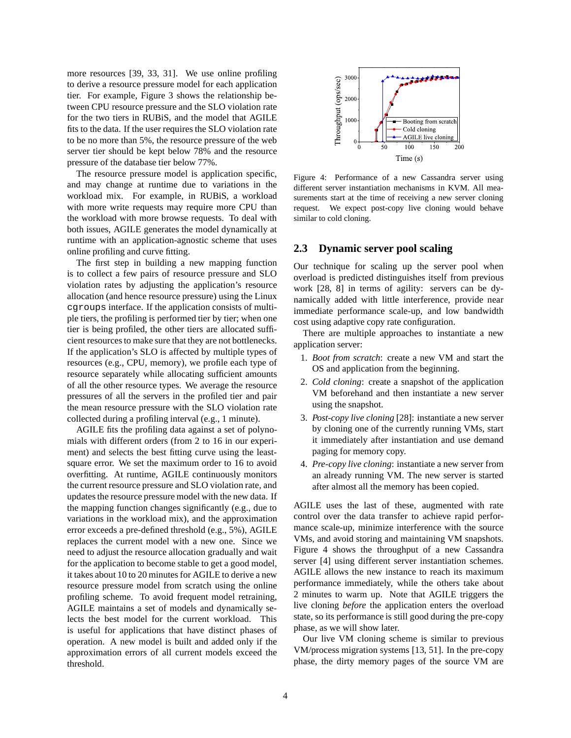more resources [39, 33, 31]. We use online profiling to derive a resource pressure model for each application tier. For example, Figure 3 shows the relationship between CPU resource pressure and the SLO violation rate for the two tiers in RUBiS, and the model that AGILE fits to the data. If the user requires the SLO violation rate to be no more than 5%, the resource pressure of the web server tier should be kept below 78% and the resource pressure of the database tier below 77%.

The resource pressure model is application specific, and may change at runtime due to variations in the workload mix. For example, in RUBiS, a workload with more write requests may require more CPU than the workload with more browse requests. To deal with both issues, AGILE generates the model dynamically at runtime with an application-agnostic scheme that uses online profiling and curve fitting.

The first step in building a new mapping function is to collect a few pairs of resource pressure and SLO violation rates by adjusting the application's resource allocation (and hence resource pressure) using the Linux `cgroups` interface. If the application consists of multiple tiers, the profiling is performed tier by tier; when one tier is being profiled, the other tiers are allocated sufficient resources to make sure that they are not bottlenecks. If the application's SLO is affected by multiple types of resources (e.g., CPU, memory), we profile each type of resource separately while allocating sufficient amounts of all the other resource types. We average the resource pressures of all the servers in the profiled tier and pair the mean resource pressure with the SLO violation rate collected during a profiling interval (e.g., 1 minute).

AGILE fits the profiling data against a set of polynomials with different orders (from 2 to 16 in our experiment) and selects the best fitting curve using the least-square error. We set the maximum order to 16 to avoid overfitting. At runtime, AGILE continuously monitors the current resource pressure and SLO violation rate, and updates the resource pressure model with the new data. If the mapping function changes significantly (e.g., due to variations in the workload mix), and the approximation error exceeds a pre-defined threshold (e.g., 5%), AGILE replaces the current model with a new one. Since we need to adjust the resource allocation gradually and wait for the application to become stable to get a good model, it takes about 10 to 20 minutes for AGILE to derive a new resource pressure model from scratch using the online profiling scheme. To avoid frequent model retraining, AGILE maintains a set of models and dynamically selects the best model for the current workload. This is useful for applications that have distinct phases of operation. A new model is built and added only if the approximation errors of all current models exceed the threshold.

Figure 4: Performance of a new Cassandra server using different server instantiation mechanisms in KVM. All measurements start at the time of receiving a new server cloning request. We expect post-copy live cloning would behave similar to cold cloning.

## 2.3 Dynamic server pool scaling

Our technique for scaling up the server pool when overload is predicted distinguishes itself from previous work [28, 8] in terms of agility: servers can be dynamically added with little interference, provide near immediate performance scale-up, and low bandwidth cost using adaptive copy rate configuration.

There are multiple approaches to instantiate a new application server:

1. *Boot from scratch*: create a new VM and start the OS and application from the beginning.
2. *Cold cloning*: create a snapshot of the application VM beforehand and then instantiate a new server using the snapshot.
3. *Post-copy live cloning* [28]: instantiate a new server by cloning one of the currently running VMs, start it immediately after instantiation and use demand paging for memory copy.
4. *Pre-copy live cloning*: instantiate a new server from an already running VM. The new server is started after almost all the memory has been copied.

AGILE uses the last of these, augmented with rate control over the data transfer to achieve rapid performance scale-up, minimize interference with the source VMs, and avoid storing and maintaining VM snapshots. Figure 4 shows the throughput of a new Cassandra server [4] using different server instantiation schemes. AGILE allows the new instance to reach its maximum performance immediately, while the others take about 2 minutes to warm up. Note that AGILE triggers the live cloning *before* the application enters the overload state, so its performance is still good during the pre-copy phase, as we will show later.

Our live VM cloning scheme is similar to previous VM/process migration systems [13, 51]. In the pre-copy phase, the dirty memory pages of the source VM are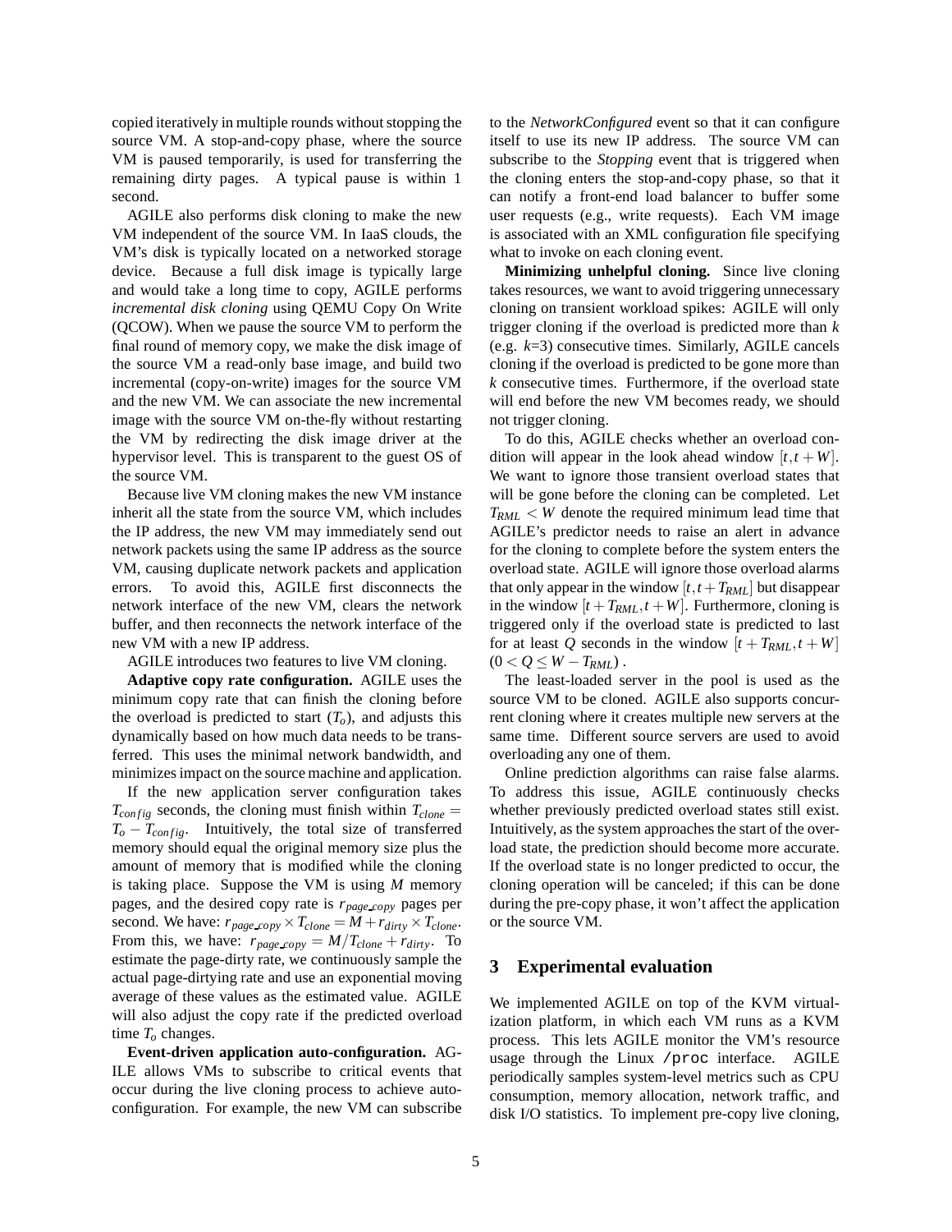copied iteratively in multiple rounds without stopping the source VM. A stop-and-copy phase, where the source VM is paused temporarily, is used for transferring the remaining dirty pages. A typical pause is within 1 second.

AGILE also performs disk cloning to make the new VM independent of the source VM. In IaaS clouds, the VM's disk is typically located on a networked storage device. Because a full disk image is typically large and would take a long time to copy, AGILE performs *incremental disk cloning* using QEMU Copy On Write (QCOW). When we pause the source VM to perform the final round of memory copy, we make the disk image of the source VM a read-only base image, and build two incremental (copy-on-write) images for the source VM and the new VM. We can associate the new incremental image with the source VM on-the-fly without restarting the VM by redirecting the disk image driver at the hypervisor level. This is transparent to the guest OS of the source VM.

Because live VM cloning makes the new VM instance inherit all the state from the source VM, which includes the IP address, the new VM may immediately send out network packets using the same IP address as the source VM, causing duplicate network packets and application errors. To avoid this, AGILE first disconnects the network interface of the new VM, clears the network buffer, and then reconnects the network interface of the new VM with a new IP address.

AGILE introduces two features to live VM cloning.

**Adaptive copy rate configuration.** AGILE uses the minimum copy rate that can finish the cloning before the overload is predicted to start ($T_o$), and adjusts this dynamically based on how much data needs to be transferred. This uses the minimal network bandwidth, and minimizes impact on the source machine and application.

If the new application server configuration takes $T_{config}$ seconds, the cloning must finish within $T_{clone} = T_o - T_{config}$. Intuitively, the total size of transferred memory should equal the original memory size plus the amount of memory that is modified while the cloning is taking place. Suppose the VM is using $M$ memory pages, and the desired copy rate is $r_{page\_copy}$ pages per second. We have: $r_{page\_copy} \times T_{clone} = M + r_{dirty} \times T_{clone}$. From this, we have: $r_{page\_copy} = M/T_{clone} + r_{dirty}$. To estimate the page-dirty rate, we continuously sample the actual page-dirtying rate and use an exponential moving average of these values as the estimated value. AGILE will also adjust the copy rate if the predicted overload time $T_o$ changes.

**Event-driven application auto-configuration.** AGILE allows VMs to subscribe to critical events that occur during the live cloning process to achieve auto-configuration. For example, the new VM can subscribe to the *NetworkConfigured* event so that it can configure itself to use its new IP address. The source VM can subscribe to the *Stopping* event that is triggered when the cloning enters the stop-and-copy phase, so that it can notify a front-end load balancer to buffer some user requests (e.g., write requests). Each VM image is associated with an XML configuration file specifying what to invoke on each cloning event.

**Minimizing unhelpful cloning.** Since live cloning takes resources, we want to avoid triggering unnecessary cloning on transient workload spikes: AGILE will only trigger cloning if the overload is predicted more than $k$ (e.g. $k$=3) consecutive times. Similarly, AGILE cancels cloning if the overload is predicted to be gone more than $k$ consecutive times. Furthermore, if the overload state will end before the new VM becomes ready, we should not trigger cloning.

To do this, AGILE checks whether an overload condition will appear in the look ahead window $[t, t+W]$. We want to ignore those transient overload states that will be gone before the cloning can be completed. Let $T_{RML} < W$ denote the required minimum lead time that AGILE's predictor needs to raise an alert in advance for the cloning to complete before the system enters the overload state. AGILE will ignore those overload alarms that only appear in the window $[t, t+T_{RML}]$ but disappear in the window $[t+T_{RML}, t+W]$. Furthermore, cloning is triggered only if the overload state is predicted to last for at least $Q$ seconds in the window $[t+T_{RML}, t+W]$ $(0 < Q \leq W - T_{RML})$.

The least-loaded server in the pool is used as the source VM to be cloned. AGILE also supports concurrent cloning where it creates multiple new servers at the same time. Different source servers are used to avoid overloading any one of them.

Online prediction algorithms can raise false alarms. To address this issue, AGILE continuously checks whether previously predicted overload states still exist. Intuitively, as the system approaches the start of the overload state, the prediction should become more accurate. If the overload state is no longer predicted to occur, the cloning operation will be canceled; if this can be done during the pre-copy phase, it won't affect the application or the source VM.

## 3 Experimental evaluation

We implemented AGILE on top of the KVM virtualization platform, in which each VM runs as a KVM process. This lets AGILE monitor the VM's resource usage through the Linux `/proc` interface. AGILE periodically samples system-level metrics such as CPU consumption, memory allocation, network traffic, and disk I/O statistics. To implement pre-copy live cloning,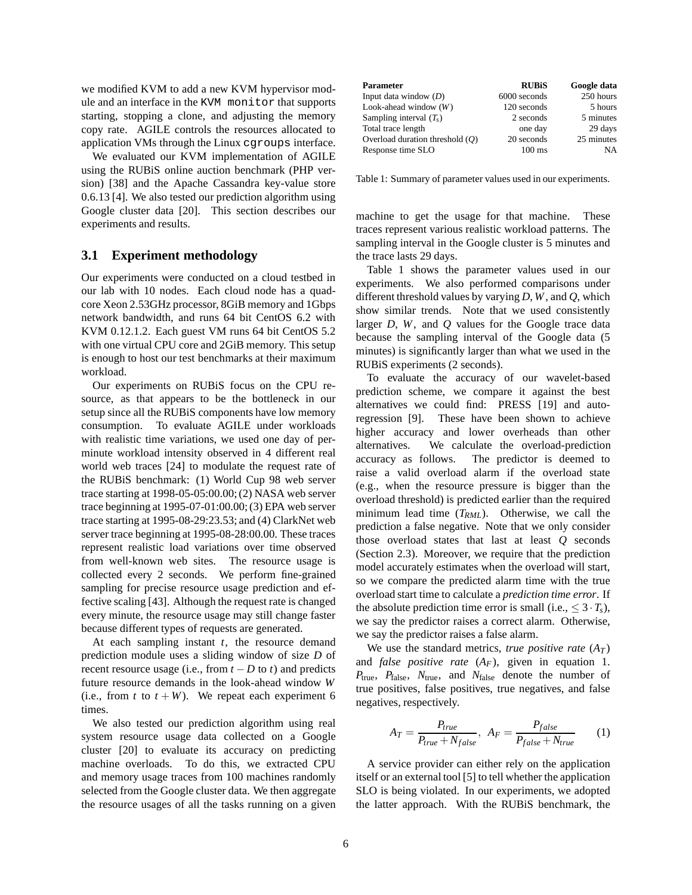we modified KVM to add a new KVM hypervisor module and an interface in the `KVM monitor` that supports starting, stopping a clone, and adjusting the memory copy rate. AGILE controls the resources allocated to application VMs through the Linux `cgroups` interface.

We evaluated our KVM implementation of AGILE using the RUBiS online auction benchmark (PHP version) [38] and the Apache Cassandra key-value store 0.6.13 [4]. We also tested our prediction algorithm using Google cluster data [20]. This section describes our experiments and results.

### 3.1 Experiment methodology

Our experiments were conducted on a cloud testbed in our lab with 10 nodes. Each cloud node has a quad-core Xeon 2.53GHz processor, 8GiB memory and 1Gbps network bandwidth, and runs 64 bit CentOS 6.2 with KVM 0.12.1.2. Each guest VM runs 64 bit CentOS 5.2 with one virtual CPU core and 2GiB memory. This setup is enough to host our test benchmarks at their maximum workload.

Our experiments on RUBiS focus on the CPU resource, as that appears to be the bottleneck in our setup since all the RUBiS components have low memory consumption. To evaluate AGILE under workloads with realistic time variations, we used one day of per-minute workload intensity observed in 4 different real world web traces [24] to modulate the request rate of the RUBiS benchmark: (1) World Cup 98 web server trace starting at 1998-05-05:00.00; (2) NASA web server trace beginning at 1995-07-01:00.00; (3) EPA web server trace starting at 1995-08-29:23.53; and (4) ClarkNet web server trace beginning at 1995-08-28:00.00. These traces represent realistic load variations over time observed from well-known web sites. The resource usage is collected every 2 seconds. We perform fine-grained sampling for precise resource usage prediction and effective scaling [43]. Although the request rate is changed every minute, the resource usage may still change faster because different types of requests are generated.

At each sampling instant $t$, the resource demand prediction module uses a sliding window of size $D$ of recent resource usage (i.e., from $t-D$ to $t$) and predicts future resource demands in the look-ahead window $W$ (i.e., from $t$ to $t+W$). We repeat each experiment 6 times.

We also tested our prediction algorithm using real system resource usage data collected on a Google cluster [20] to evaluate its accuracy on predicting machine overloads. To do this, we extracted CPU and memory usage traces from 100 machines randomly selected from the Google cluster data. We then aggregate the resource usages of all the tasks running on a given machine to get the usage for that machine. These traces represent various realistic workload patterns. The sampling interval in the Google cluster is 5 minutes and the trace lasts 29 days.

| Parameter | RUBiS | Google data |
|---|---|---|
| Input data window ($D$) | 6000 seconds | 250 hours |
| Look-ahead window ($W$) | 120 seconds | 5 hours |
| Sampling interval ($T_s$) | 2 seconds | 5 minutes |
| Total trace length | one day | 29 days |
| Overload duration threshold ($Q$) | 20 seconds | 25 minutes |
| Response time SLO | 100 ms | NA |

Table 1: Summary of parameter values used in our experiments.

Table 1 shows the parameter values used in our experiments. We also performed comparisons under different threshold values by varying $D$, $W$, and $Q$, which show similar trends. Note that we used consistently larger $D$, $W$, and $Q$ values for the Google trace data because the sampling interval of the Google data (5 minutes) is significantly larger than what we used in the RUBiS experiments (2 seconds).

To evaluate the accuracy of our wavelet-based prediction scheme, we compare it against the best alternatives we could find: PRESS [19] and auto-regression [9]. These have been shown to achieve higher accuracy and lower overheads than other alternatives. We calculate the overload-prediction accuracy as follows. The predictor is deemed to raise a valid overload alarm if the overload state (e.g., when the resource pressure is bigger than the overload threshold) is predicted earlier than the required minimum lead time ($T_{RML}$). Otherwise, we call the prediction a false negative. Note that we only consider those overload states that last at least $Q$ seconds (Section 2.3). Moreover, we require that the prediction model accurately estimates when the overload will start, so we compare the predicted alarm time with the true overload start time to calculate a *prediction time error*. If the absolute prediction time error is small (i.e., $\leq 3 \cdot T_s$), we say the predictor raises a correct alarm. Otherwise, we say the predictor raises a false alarm.

We use the standard metrics, *true positive rate* ($A_T$) and *false positive rate* ($A_F$), given in equation 1. $P_{\text{true}}$, $P_{\text{false}}$, $N_{\text{true}}$, and $N_{\text{false}}$ denote the number of true positives, false positives, true negatives, and false negatives, respectively.

$$A_T = \frac{P_{true}}{P_{true} + N_{false}}, \;\; A_F = \frac{P_{false}}{P_{false} + N_{true}} \qquad (1)$$

A service provider can either rely on the application itself or an external tool [5] to tell whether the application SLO is being violated. In our experiments, we adopted the latter approach. With the RUBiS benchmark, the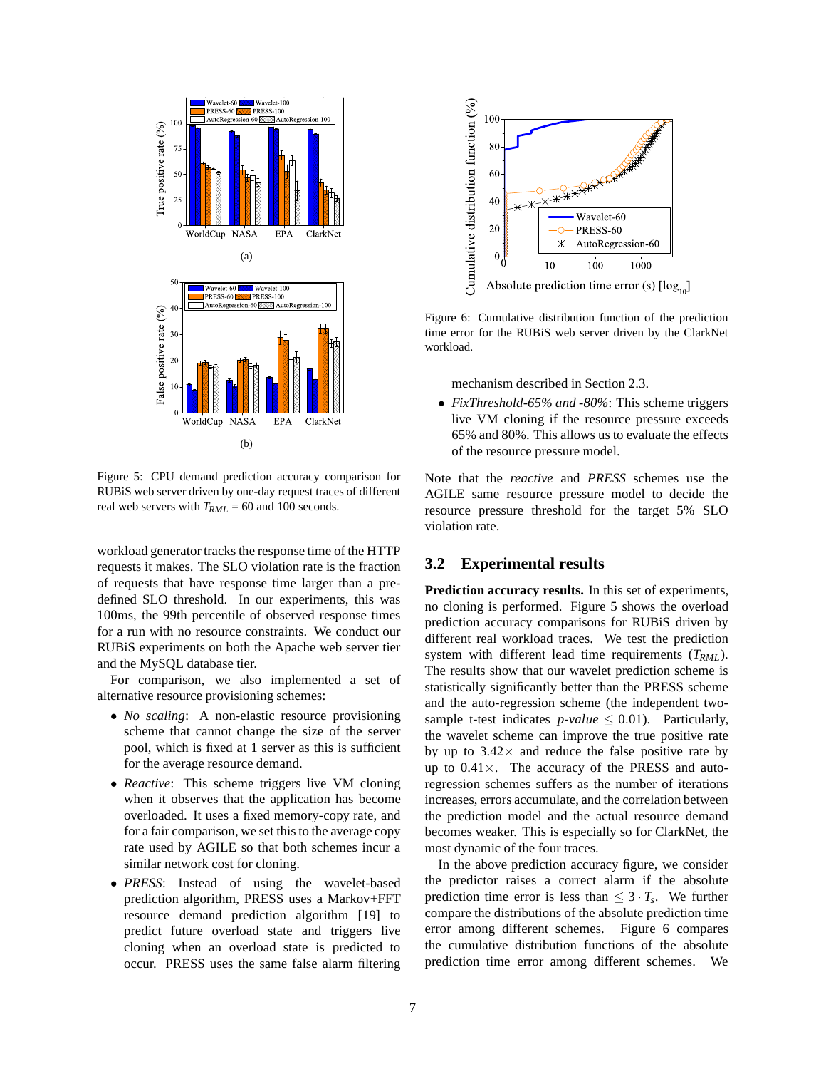Figure 5: CPU demand prediction accuracy comparison for RUBiS web server driven by one-day request traces of different real web servers with $T_{RML}$ = 60 and 100 seconds.

workload generator tracks the response time of the HTTP requests it makes. The SLO violation rate is the fraction of requests that have response time larger than a predefined SLO threshold. In our experiments, this was 100ms, the 99th percentile of observed response times for a run with no resource constraints. We conduct our RUBiS experiments on both the Apache web server tier and the MySQL database tier.

For comparison, we also implemented a set of alternative resource provisioning schemes:

- *No scaling*: A non-elastic resource provisioning scheme that cannot change the size of the server pool, which is fixed at 1 server as this is sufficient for the average resource demand.
- *Reactive*: This scheme triggers live VM cloning when it observes that the application has become overloaded. It uses a fixed memory-copy rate, and for a fair comparison, we set this to the average copy rate used by AGILE so that both schemes incur a similar network cost for cloning.
- *PRESS*: Instead of using the wavelet-based prediction algorithm, PRESS uses a Markov+FFT resource demand prediction algorithm [19] to predict future overload state and triggers live cloning when an overload state is predicted to occur. PRESS uses the same false alarm filtering mechanism described in Section 2.3.
- *FixThreshold-65% and -80%*: This scheme triggers live VM cloning if the resource pressure exceeds 65% and 80%. This allows us to evaluate the effects of the resource pressure model.

Figure 6: Cumulative distribution function of the prediction time error for the RUBiS web server driven by the ClarkNet workload.

Note that the *reactive* and *PRESS* schemes use the AGILE same resource pressure model to decide the resource pressure threshold for the target 5% SLO violation rate.

## 3.2 Experimental results

**Prediction accuracy results.** In this set of experiments, no cloning is performed. Figure 5 shows the overload prediction accuracy comparisons for RUBiS driven by different real workload traces. We test the prediction system with different lead time requirements ($T_{RML}$). The results show that our wavelet prediction scheme is statistically significantly better than the PRESS scheme and the auto-regression scheme (the independent two-sample t-test indicates *p-value* $\leq 0.01$). Particularly, the wavelet scheme can improve the true positive rate by up to 3.42× and reduce the false positive rate by up to 0.41×. The accuracy of the PRESS and auto-regression schemes suffers as the number of iterations increases, errors accumulate, and the correlation between the prediction model and the actual resource demand becomes weaker. This is especially so for ClarkNet, the most dynamic of the four traces.

In the above prediction accuracy figure, we consider the predictor raises a correct alarm if the absolute prediction time error is less than $\leq 3 \cdot T_s$. We further compare the distributions of the absolute prediction time error among different schemes. Figure 6 compares the cumulative distribution functions of the absolute prediction time error among different schemes. We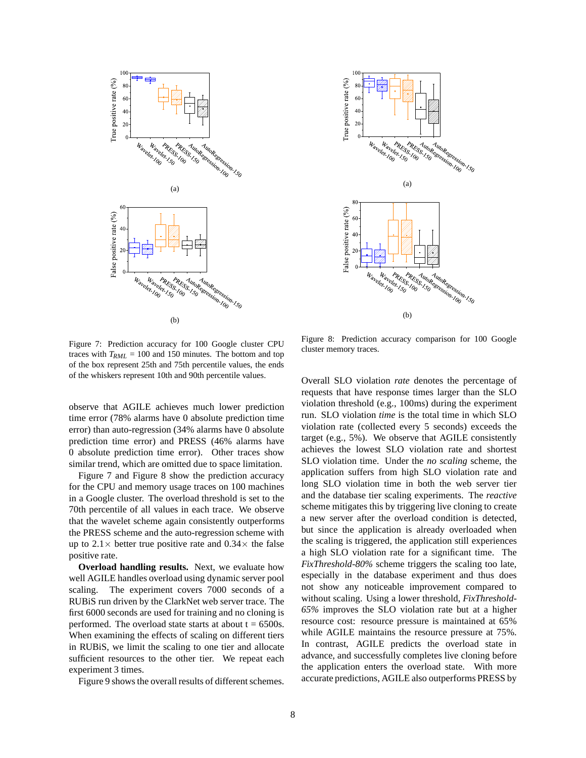Figure 7: Prediction accuracy for 100 Google cluster CPU traces with $T_{RML}$ = 100 and 150 minutes. The bottom and top of the box represent 25th and 75th percentile values, the ends of the whiskers represent 10th and 90th percentile values.

Figure 8: Prediction accuracy comparison for 100 Google cluster memory traces.

observe that AGILE achieves much lower prediction time error (78% alarms have 0 absolute prediction time error) than auto-regression (34% alarms have 0 absolute prediction time error) and PRESS (46% alarms have 0 absolute prediction time error). Other traces show similar trend, which are omitted due to space limitation.

Figure 7 and Figure 8 show the prediction accuracy for the CPU and memory usage traces on 100 machines in a Google cluster. The overload threshold is set to the 70th percentile of all values in each trace. We observe that the wavelet scheme again consistently outperforms the PRESS scheme and the auto-regression scheme with up to 2.1× better true positive rate and 0.34× the false positive rate.

**Overload handling results.** Next, we evaluate how well AGILE handles overload using dynamic server pool scaling. The experiment covers 7000 seconds of a RUBiS run driven by the ClarkNet web server trace. The first 6000 seconds are used for training and no cloning is performed. The overload state starts at about t = 6500s. When examining the effects of scaling on different tiers in RUBiS, we limit the scaling to one tier and allocate sufficient resources to the other tier. We repeat each experiment 3 times.

Figure 9 shows the overall results of different schemes. Overall SLO violation *rate* denotes the percentage of requests that have response times larger than the SLO violation threshold (e.g., 100ms) during the experiment run. SLO violation *time* is the total time in which SLO violation rate (collected every 5 seconds) exceeds the target (e.g., 5%). We observe that AGILE consistently achieves the lowest SLO violation rate and shortest SLO violation time. Under the *no scaling* scheme, the application suffers from high SLO violation rate and long SLO violation time in both the web server tier and the database tier scaling experiments. The *reactive* scheme mitigates this by triggering live cloning to create a new server after the overload condition is detected, but since the application is already overloaded when the scaling is triggered, the application still experiences a high SLO violation rate for a significant time. The *FixThreshold-80%* scheme triggers the scaling too late, especially in the database experiment and thus does not show any noticeable improvement compared to without scaling. Using a lower threshold, *FixThreshold-65%* improves the SLO violation rate but at a higher resource cost: resource pressure is maintained at 65% while AGILE maintains the resource pressure at 75%. In contrast, AGILE predicts the overload state in advance, and successfully completes live cloning before the application enters the overload state. With more accurate predictions, AGILE also outperforms PRESS by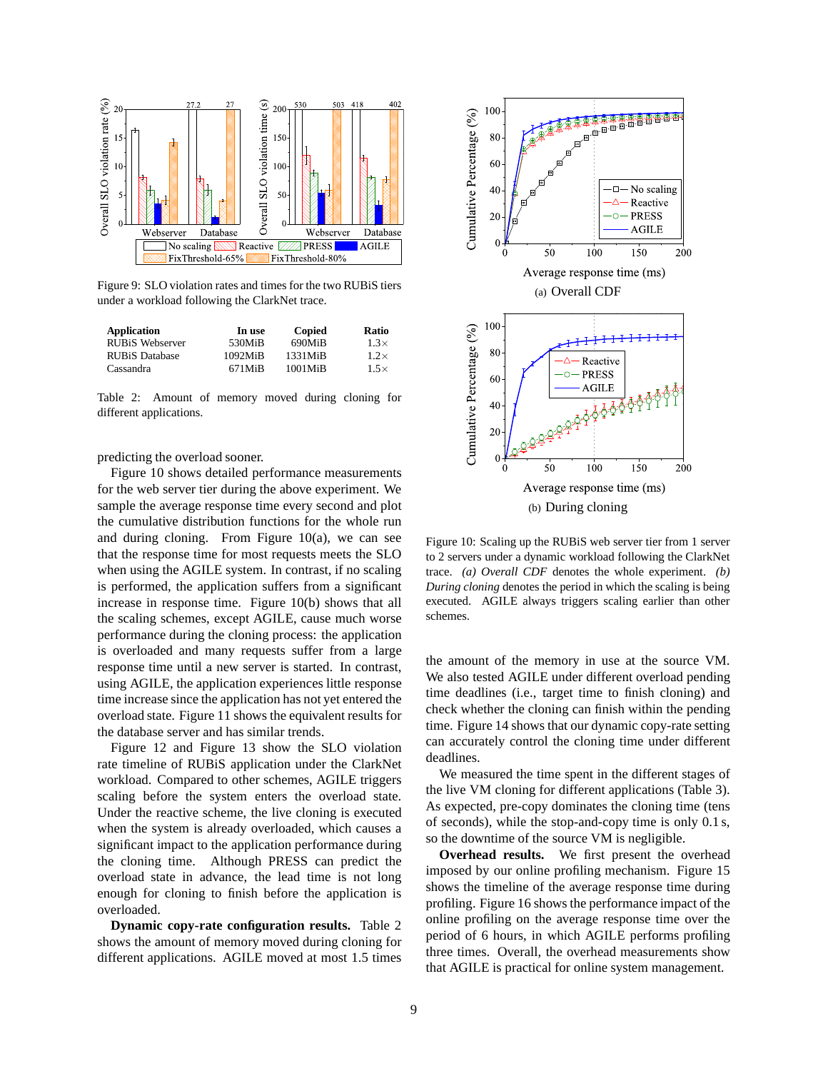Figure 9: SLO violation rates and times for the two RUBiS tiers under a workload following the ClarkNet trace.

| Application | In use | Copied | Ratio |
|---|---|---|---|
| RUBiS Webserver | 530MiB | 690MiB | 1.3× |
| RUBiS Database | 1092MiB | 1331MiB | 1.2× |
| Cassandra | 671MiB | 1001MiB | 1.5× |

Table 2: Amount of memory moved during cloning for different applications.

predicting the overload sooner.

Figure 10 shows detailed performance measurements for the web server tier during the above experiment. We sample the average response time every second and plot the cumulative distribution functions for the whole run and during cloning. From Figure 10(a), we can see that the response time for most requests meets the SLO when using the AGILE system. In contrast, if no scaling is performed, the application suffers from a significant increase in response time. Figure 10(b) shows that all the scaling schemes, except AGILE, cause much worse performance during the cloning process: the application is overloaded and many requests suffer from a large response time until a new server is started. In contrast, using AGILE, the application experiences little response time increase since the application has not yet entered the overload state. Figure 11 shows the equivalent results for the database server and has similar trends.

Figure 12 and Figure 13 show the SLO violation rate timeline of RUBiS application under the ClarkNet workload. Compared to other schemes, AGILE triggers scaling before the system enters the overload state. Under the reactive scheme, the live cloning is executed when the system is already overloaded, which causes a significant impact to the application performance during the cloning time. Although PRESS can predict the overload state in advance, the lead time is not long enough for cloning to finish before the application is overloaded.

**Dynamic copy-rate configuration results.** Table 2 shows the amount of memory moved during cloning for different applications. AGILE moved at most 1.5 times

(a) Overall CDF

(b) During cloning

Figure 10: Scaling up the RUBiS web server tier from 1 server to 2 servers under a dynamic workload following the ClarkNet trace. *(a) Overall CDF* denotes the whole experiment. *(b) During cloning* denotes the period in which the scaling is being executed. AGILE always triggers scaling earlier than other schemes.

the amount of the memory in use at the source VM. We also tested AGILE under different overload pending time deadlines (i.e., target time to finish cloning) and check whether the cloning can finish within the pending time. Figure 14 shows that our dynamic copy-rate setting can accurately control the cloning time under different deadlines.

We measured the time spent in the different stages of the live VM cloning for different applications (Table 3). As expected, pre-copy dominates the cloning time (tens of seconds), while the stop-and-copy time is only 0.1 s, so the downtime of the source VM is negligible.

**Overhead results.** We first present the overhead imposed by our online profiling mechanism. Figure 15 shows the timeline of the average response time during profiling. Figure 16 shows the performance impact of the online profiling on the average response time over the period of 6 hours, in which AGILE performs profiling three times. Overall, the overhead measurements show that AGILE is practical for online system management.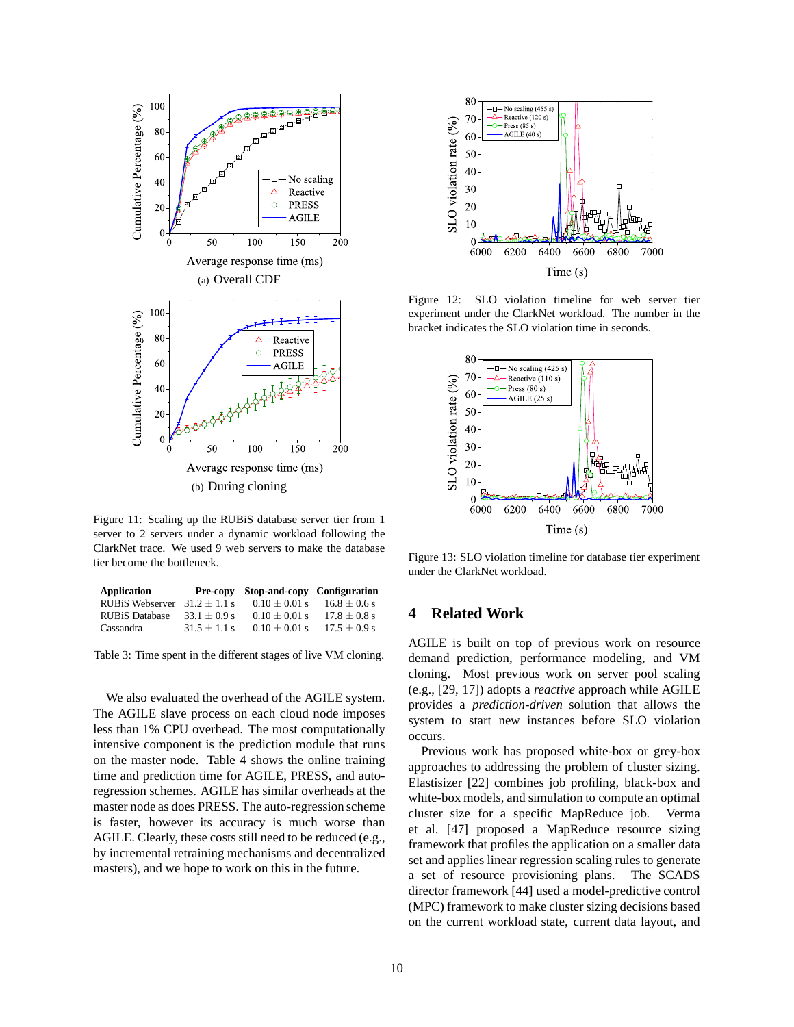Figure 11: Scaling up the RUBiS database server tier from 1 server to 2 servers under a dynamic workload following the ClarkNet trace. We used 9 web servers to make the database tier become the bottleneck.

| Application | Pre-copy | Stop-and-copy | Configuration |
|---|---|---|---|
| RUBiS Webserver | $31.2 \pm 1.1$ s | $0.10 \pm 0.01$ s | $16.8 \pm 0.6$ s |
| RUBiS Database | $33.1 \pm 0.9$ s | $0.10 \pm 0.01$ s | $17.8 \pm 0.8$ s |
| Cassandra | $31.5 \pm 1.1$ s | $0.10 \pm 0.01$ s | $17.5 \pm 0.9$ s |

Table 3: Time spent in the different stages of live VM cloning.

We also evaluated the overhead of the AGILE system. The AGILE slave process on each cloud node imposes less than 1% CPU overhead. The most computationally intensive component is the prediction module that runs on the master node. Table 4 shows the online training time and prediction time for AGILE, PRESS, and auto-regression schemes. AGILE has similar overheads at the master node as does PRESS. The auto-regression scheme is faster, however its accuracy is much worse than AGILE. Clearly, these costs still need to be reduced (e.g., by incremental retraining mechanisms and decentralized masters), and we hope to work on this in the future.

Figure 12: SLO violation timeline for web server tier experiment under the ClarkNet workload. The number in the bracket indicates the SLO violation time in seconds.

Figure 13: SLO violation timeline for database tier experiment under the ClarkNet workload.

## 4 Related Work

AGILE is built on top of previous work on resource demand prediction, performance modeling, and VM cloning. Most previous work on server pool scaling (e.g., [29, 17]) adopts a *reactive* approach while AGILE provides a *prediction-driven* solution that allows the system to start new instances before SLO violation occurs.

Previous work has proposed white-box or grey-box approaches to addressing the problem of cluster sizing. Elastisizer [22] combines job profiling, black-box and white-box models, and simulation to compute an optimal cluster size for a specific MapReduce job. Verma et al. [47] proposed a MapReduce resource sizing framework that profiles the application on a smaller data set and applies linear regression scaling rules to generate a set of resource provisioning plans. The SCADS director framework [44] used a model-predictive control (MPC) framework to make cluster sizing decisions based on the current workload state, current data layout, and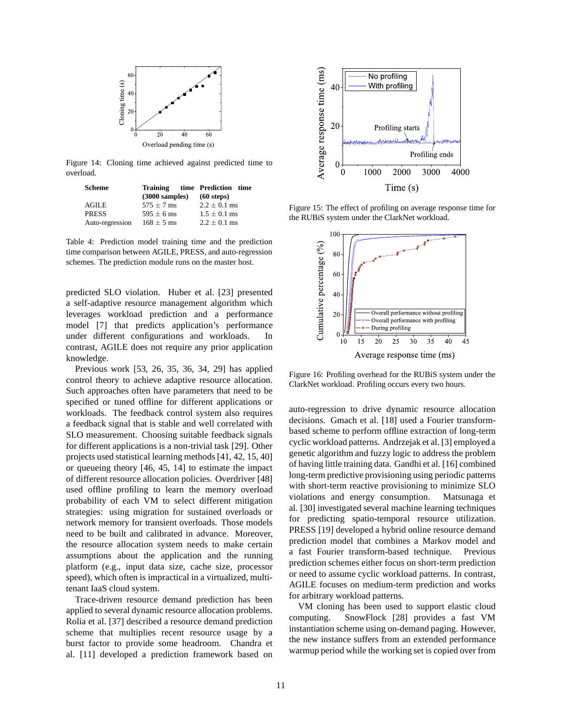Figure 14: Cloning time achieved against predicted time to overload.

| Scheme | Training time (3000 samples) | Prediction time (60 steps) |
|---|---|---|
| AGILE | $575 \pm 7$ ms | $2.2 \pm 0.1$ ms |
| PRESS | $595 \pm 6$ ms | $1.5 \pm 0.1$ ms |
| Auto-regression | $168 \pm 5$ ms | $2.2 \pm 0.1$ ms |

Table 4: Prediction model training time and the prediction time comparison between AGILE, PRESS, and auto-regression schemes. The prediction module runs on the master host.

predicted SLO violation. Huber et al. [23] presented a self-adaptive resource management algorithm which leverages workload prediction and a performance model [7] that predicts application's performance under different configurations and workloads. In contrast, AGILE does not require any prior application knowledge.

Previous work [53, 26, 35, 36, 34, 29] has applied control theory to achieve adaptive resource allocation. Such approaches often have parameters that need to be specified or tuned offline for different applications or workloads. The feedback control system also requires a feedback signal that is stable and well correlated with SLO measurement. Choosing suitable feedback signals for different applications is a non-trivial task [29]. Other projects used statistical learning methods [41, 42, 15, 40] or queueing theory [46, 45, 14] to estimate the impact of different resource allocation policies. Overdriver [48] used offline profiling to learn the memory overload probability of each VM to select different mitigation strategies: using migration for sustained overloads or network memory for transient overloads. Those models need to be built and calibrated in advance. Moreover, the resource allocation system needs to make certain assumptions about the application and the running platform (e.g., input data size, cache size, processor speed), which often is impractical in a virtualized, multi-tenant IaaS cloud system.

Trace-driven resource demand prediction has been applied to several dynamic resource allocation problems. Rolia et al. [37] described a resource demand prediction scheme that multiplies recent resource usage by a burst factor to provide some headroom. Chandra et al. [11] developed a prediction framework based on

Figure 15: The effect of profiling on average response time for the RUBiS system under the ClarkNet workload.

Figure 16: Profiling overhead for the RUBiS system under the ClarkNet workload. Profiling occurs every two hours.

auto-regression to drive dynamic resource allocation decisions. Gmach et al. [18] used a Fourier transform-based scheme to perform offline extraction of long-term cyclic workload patterns. Andrzejak et al. [3] employed a genetic algorithm and fuzzy logic to address the problem of having little training data. Gandhi et al. [16] combined long-term predictive provisioning using periodic patterns with short-term reactive provisioning to minimize SLO violations and energy consumption. Matsunaga et al. [30] investigated several machine learning techniques for predicting spatio-temporal resource utilization. PRESS [19] developed a hybrid online resource demand prediction model that combines a Markov model and a fast Fourier transform-based technique. Previous prediction schemes either focus on short-term prediction or need to assume cyclic workload patterns. In contrast, AGILE focuses on medium-term prediction and works for arbitrary workload patterns.

VM cloning has been used to support elastic cloud computing. SnowFlock [28] provides a fast VM instantiation scheme using on-demand paging. However, the new instance suffers from an extended performance warmup period while the working set is copied over from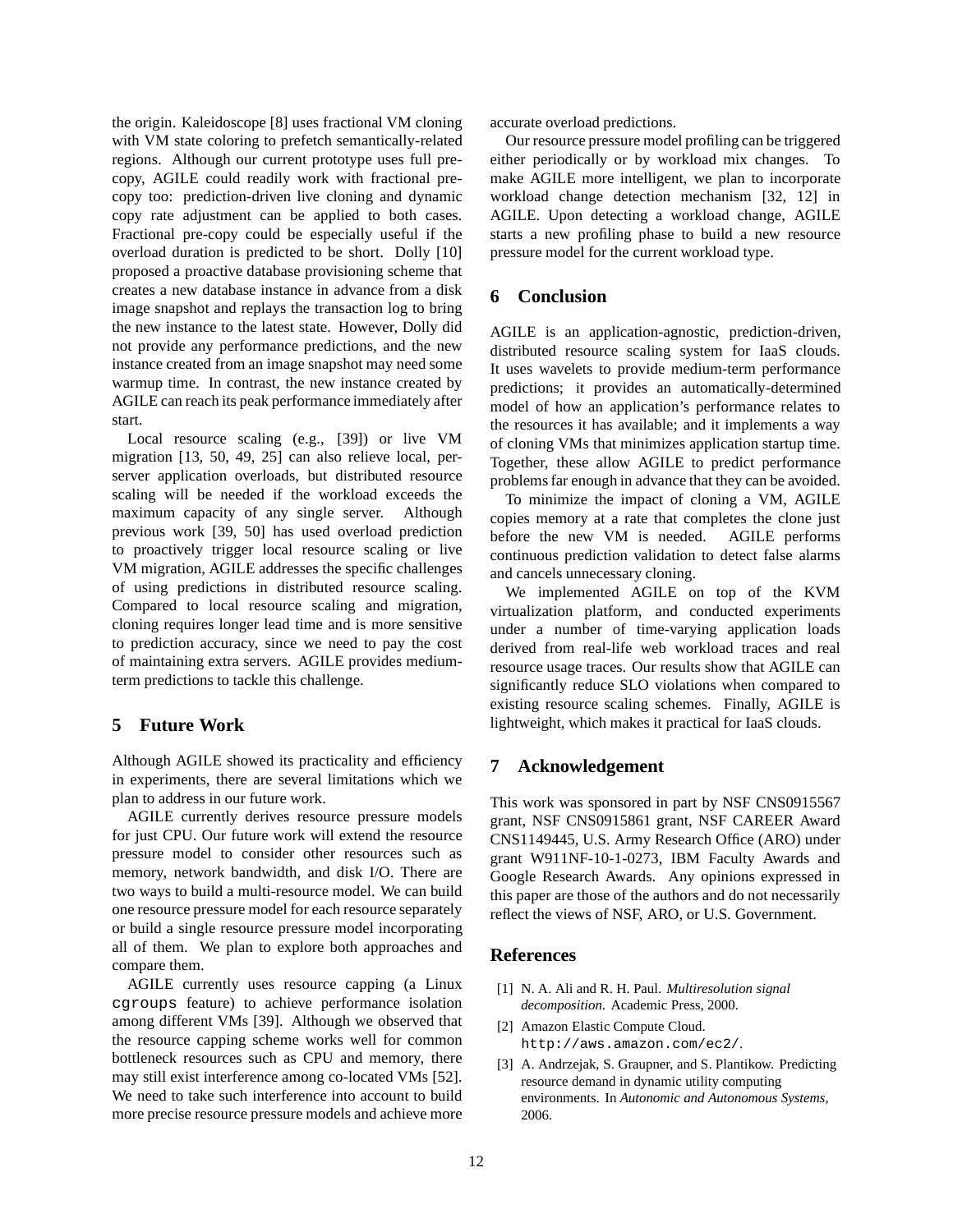the origin. Kaleidoscope [8] uses fractional VM cloning with VM state coloring to prefetch semantically-related regions. Although our current prototype uses full pre-copy, AGILE could readily work with fractional pre-copy too: prediction-driven live cloning and dynamic copy rate adjustment can be applied to both cases. Fractional pre-copy could be especially useful if the overload duration is predicted to be short. Dolly [10] proposed a proactive database provisioning scheme that creates a new database instance in advance from a disk image snapshot and replays the transaction log to bring the new instance to the latest state. However, Dolly did not provide any performance predictions, and the new instance created from an image snapshot may need some warmup time. In contrast, the new instance created by AGILE can reach its peak performance immediately after start.

Local resource scaling (e.g., [39]) or live VM migration [13, 50, 49, 25] can also relieve local, per-server application overloads, but distributed resource scaling will be needed if the workload exceeds the maximum capacity of any single server. Although previous work [39, 50] has used overload prediction to proactively trigger local resource scaling or live VM migration, AGILE addresses the specific challenges of using predictions in distributed resource scaling. Compared to local resource scaling and migration, cloning requires longer lead time and is more sensitive to prediction accuracy, since we need to pay the cost of maintaining extra servers. AGILE provides medium-term predictions to tackle this challenge.

## 5 Future Work

Although AGILE showed its practicality and efficiency in experiments, there are several limitations which we plan to address in our future work.

AGILE currently derives resource pressure models for just CPU. Our future work will extend the resource pressure model to consider other resources such as memory, network bandwidth, and disk I/O. There are two ways to build a multi-resource model. We can build one resource pressure model for each resource separately or build a single resource pressure model incorporating all of them. We plan to explore both approaches and compare them.

AGILE currently uses resource capping (a Linux `cgroups` feature) to achieve performance isolation among different VMs [39]. Although we observed that the resource capping scheme works well for common bottleneck resources such as CPU and memory, there may still exist interference among co-located VMs [52]. We need to take such interference into account to build more precise resource pressure models and achieve more accurate overload predictions.

Our resource pressure model profiling can be triggered either periodically or by workload mix changes. To make AGILE more intelligent, we plan to incorporate workload change detection mechanism [32, 12] in AGILE. Upon detecting a workload change, AGILE starts a new profiling phase to build a new resource pressure model for the current workload type.

## 6 Conclusion

AGILE is an application-agnostic, prediction-driven, distributed resource scaling system for IaaS clouds. It uses wavelets to provide medium-term performance predictions; it provides an automatically-determined model of how an application's performance relates to the resources it has available; and it implements a way of cloning VMs that minimizes application startup time. Together, these allow AGILE to predict performance problems far enough in advance that they can be avoided.

To minimize the impact of cloning a VM, AGILE copies memory at a rate that completes the clone just before the new VM is needed. AGILE performs continuous prediction validation to detect false alarms and cancels unnecessary cloning.

We implemented AGILE on top of the KVM virtualization platform, and conducted experiments under a number of time-varying application loads derived from real-life web workload traces and real resource usage traces. Our results show that AGILE can significantly reduce SLO violations when compared to existing resource scaling schemes. Finally, AGILE is lightweight, which makes it practical for IaaS clouds.

## 7 Acknowledgement

This work was sponsored in part by NSF CNS0915567 grant, NSF CNS0915861 grant, NSF CAREER Award CNS1149445, U.S. Army Research Office (ARO) under grant W911NF-10-1-0273, IBM Faculty Awards and Google Research Awards. Any opinions expressed in this paper are those of the authors and do not necessarily reflect the views of NSF, ARO, or U.S. Government.

## References

[1] N. A. Ali and R. H. Paul. *Multiresolution signal decomposition.* Academic Press, 2000.

[2] Amazon Elastic Compute Cloud. `http://aws.amazon.com/ec2/`.

[3] A. Andrzejak, S. Graupner, and S. Plantikow. Predicting resource demand in dynamic utility computing environments. In *Autonomic and Autonomous Systems*, 2006.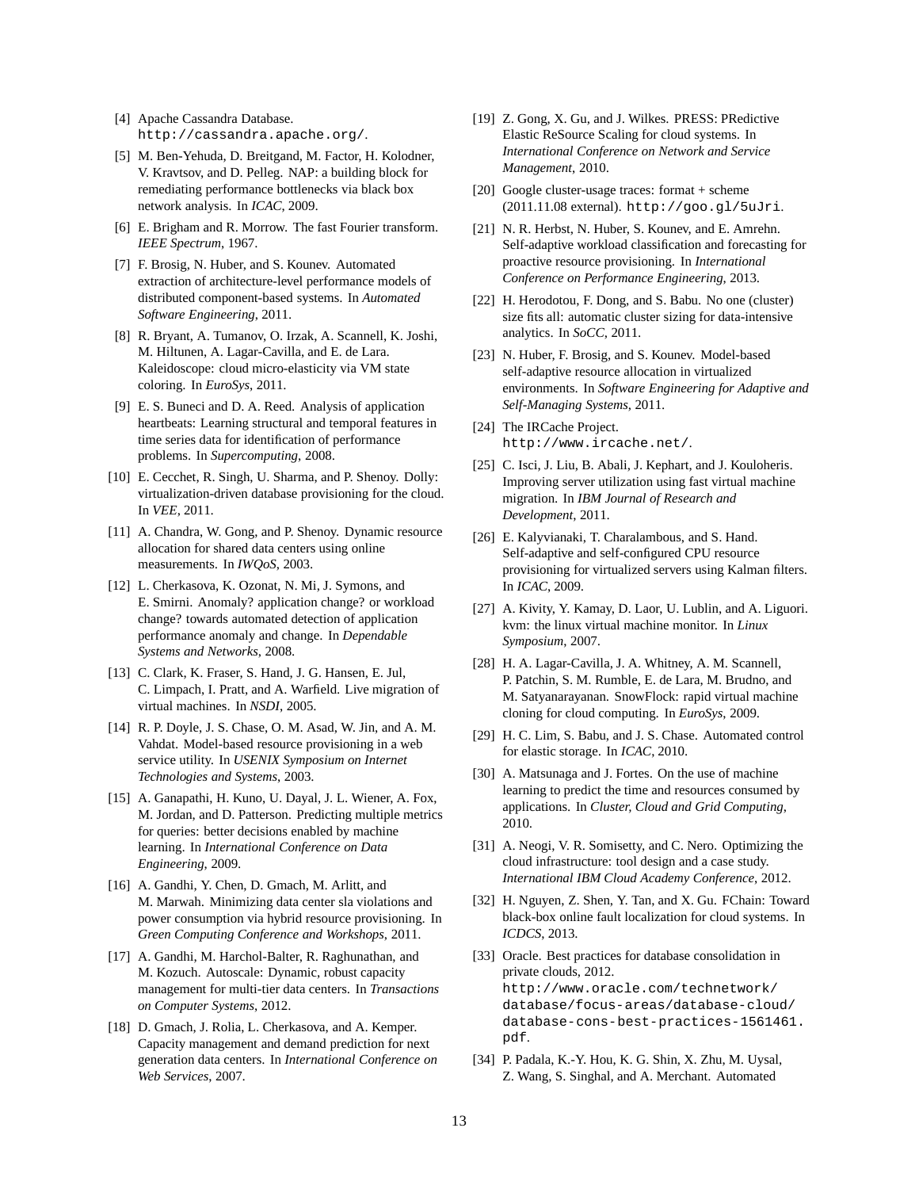[4] Apache Cassandra Database. `http://cassandra.apache.org/`.

[5] M. Ben-Yehuda, D. Breitgand, M. Factor, H. Kolodner, V. Kravtsov, and D. Pelleg. NAP: a building block for remediating performance bottlenecks via black box network analysis. In *ICAC*, 2009.

[6] E. Brigham and R. Morrow. The fast Fourier transform. *IEEE Spectrum*, 1967.

[7] F. Brosig, N. Huber, and S. Kounev. Automated extraction of architecture-level performance models of distributed component-based systems. In *Automated Software Engineering*, 2011.

[8] R. Bryant, A. Tumanov, O. Irzak, A. Scannell, K. Joshi, M. Hiltunen, A. Lagar-Cavilla, and E. de Lara. Kaleidoscope: cloud micro-elasticity via VM state coloring. In *EuroSys*, 2011.

[9] E. S. Buneci and D. A. Reed. Analysis of application heartbeats: Learning structural and temporal features in time series data for identification of performance problems. In *Supercomputing*, 2008.

[10] E. Cecchet, R. Singh, U. Sharma, and P. Shenoy. Dolly: virtualization-driven database provisioning for the cloud. In *VEE*, 2011.

[11] A. Chandra, W. Gong, and P. Shenoy. Dynamic resource allocation for shared data centers using online measurements. In *IWQoS*, 2003.

[12] L. Cherkasova, K. Ozonat, N. Mi, J. Symons, and E. Smirni. Anomaly? application change? or workload change? towards automated detection of application performance anomaly and change. In *Dependable Systems and Networks*, 2008.

[13] C. Clark, K. Fraser, S. Hand, J. G. Hansen, E. Jul, C. Limpach, I. Pratt, and A. Warfield. Live migration of virtual machines. In *NSDI*, 2005.

[14] R. P. Doyle, J. S. Chase, O. M. Asad, W. Jin, and A. M. Vahdat. Model-based resource provisioning in a web service utility. In *USENIX Symposium on Internet Technologies and Systems*, 2003.

[15] A. Ganapathi, H. Kuno, U. Dayal, J. L. Wiener, A. Fox, M. Jordan, and D. Patterson. Predicting multiple metrics for queries: better decisions enabled by machine learning. In *International Conference on Data Engineering*, 2009.

[16] A. Gandhi, Y. Chen, D. Gmach, M. Arlitt, and M. Marwah. Minimizing data center sla violations and power consumption via hybrid resource provisioning. In *Green Computing Conference and Workshops*, 2011.

[17] A. Gandhi, M. Harchol-Balter, R. Raghunathan, and M. Kozuch. Autoscale: Dynamic, robust capacity management for multi-tier data centers. In *Transactions on Computer Systems*, 2012.

[18] D. Gmach, J. Rolia, L. Cherkasova, and A. Kemper. Capacity management and demand prediction for next generation data centers. In *International Conference on Web Services*, 2007.

[19] Z. Gong, X. Gu, and J. Wilkes. PRESS: PRedictive Elastic ReSource Scaling for cloud systems. In *International Conference on Network and Service Management*, 2010.

[20] Google cluster-usage traces: format + scheme (2011.11.08 external). `http://goo.gl/5uJri`.

[21] N. R. Herbst, N. Huber, S. Kounev, and E. Amrehn. Self-adaptive workload classification and forecasting for proactive resource provisioning. In *International Conference on Performance Engineering*, 2013.

[22] H. Herodotou, F. Dong, and S. Babu. No one (cluster) size fits all: automatic cluster sizing for data-intensive analytics. In *SoCC*, 2011.

[23] N. Huber, F. Brosig, and S. Kounev. Model-based self-adaptive resource allocation in virtualized environments. In *Software Engineering for Adaptive and Self-Managing Systems*, 2011.

[24] The IRCache Project. `http://www.ircache.net/`.

[25] C. Isci, J. Liu, B. Abali, J. Kephart, and J. Kouloheris. Improving server utilization using fast virtual machine migration. In *IBM Journal of Research and Development*, 2011.

[26] E. Kalyvianaki, T. Charalambous, and S. Hand. Self-adaptive and self-configured CPU resource provisioning for virtualized servers using Kalman filters. In *ICAC*, 2009.

[27] A. Kivity, Y. Kamay, D. Laor, U. Lublin, and A. Liguori. kvm: the linux virtual machine monitor. In *Linux Symposium*, 2007.

[28] H. A. Lagar-Cavilla, J. A. Whitney, A. M. Scannell, P. Patchin, S. M. Rumble, E. de Lara, M. Brudno, and M. Satyanarayanan. SnowFlock: rapid virtual machine cloning for cloud computing. In *EuroSys*, 2009.

[29] H. C. Lim, S. Babu, and J. S. Chase. Automated control for elastic storage. In *ICAC*, 2010.

[30] A. Matsunaga and J. Fortes. On the use of machine learning to predict the time and resources consumed by applications. In *Cluster, Cloud and Grid Computing*, 2010.

[31] A. Neogi, V. R. Somisetty, and C. Nero. Optimizing the cloud infrastructure: tool design and a case study. *International IBM Cloud Academy Conference*, 2012.

[32] H. Nguyen, Z. Shen, Y. Tan, and X. Gu. FChain: Toward black-box online fault localization for cloud systems. In *ICDCS*, 2013.

[33] Oracle. Best practices for database consolidation in private clouds, 2012. `http://www.oracle.com/technetwork/database/focus-areas/database-cloud/database-cons-best-practices-1561461.pdf`.

[34] P. Padala, K.-Y. Hou, K. G. Shin, X. Zhu, M. Uysal, Z. Wang, S. Singhal, and A. Merchant. Automated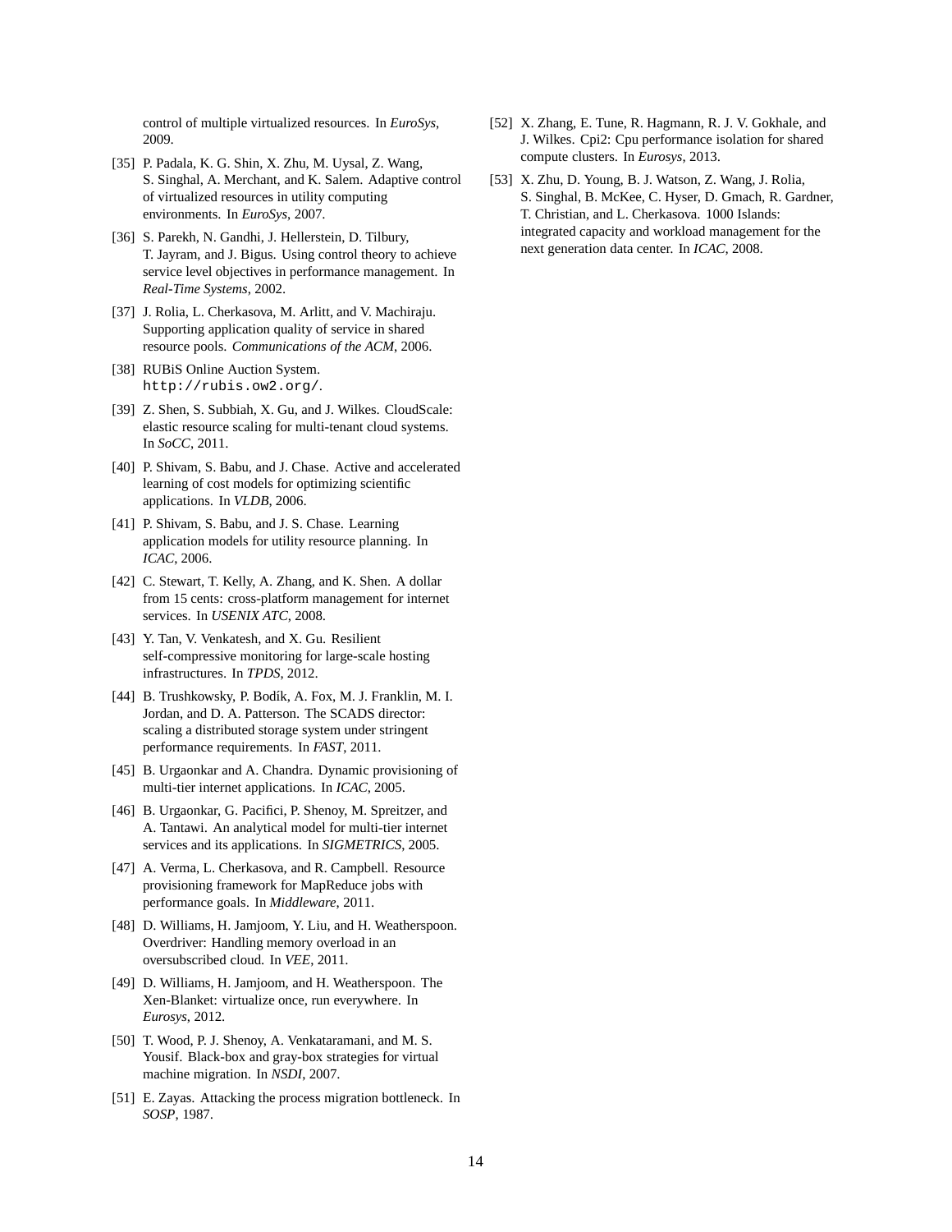control of multiple virtualized resources. In *EuroSys*, 2009.

[35] P. Padala, K. G. Shin, X. Zhu, M. Uysal, Z. Wang, S. Singhal, A. Merchant, and K. Salem. Adaptive control of virtualized resources in utility computing environments. In *EuroSys*, 2007.

[36] S. Parekh, N. Gandhi, J. Hellerstein, D. Tilbury, T. Jayram, and J. Bigus. Using control theory to achieve service level objectives in performance management. In *Real-Time Systems*, 2002.

[37] J. Rolia, L. Cherkasova, M. Arlitt, and V. Machiraju. Supporting application quality of service in shared resource pools. *Communications of the ACM*, 2006.

[38] RUBiS Online Auction System. `http://rubis.ow2.org/`.

[39] Z. Shen, S. Subbiah, X. Gu, and J. Wilkes. CloudScale: elastic resource scaling for multi-tenant cloud systems. In *SoCC*, 2011.

[40] P. Shivam, S. Babu, and J. Chase. Active and accelerated learning of cost models for optimizing scientific applications. In *VLDB*, 2006.

[41] P. Shivam, S. Babu, and J. S. Chase. Learning application models for utility resource planning. In *ICAC*, 2006.

[42] C. Stewart, T. Kelly, A. Zhang, and K. Shen. A dollar from 15 cents: cross-platform management for internet services. In *USENIX ATC*, 2008.

[43] Y. Tan, V. Venkatesh, and X. Gu. Resilient self-compressive monitoring for large-scale hosting infrastructures. In *TPDS*, 2012.

[44] B. Trushkowsky, P. Bodík, A. Fox, M. J. Franklin, M. I. Jordan, and D. A. Patterson. The SCADS director: scaling a distributed storage system under stringent performance requirements. In *FAST*, 2011.

[45] B. Urgaonkar and A. Chandra. Dynamic provisioning of multi-tier internet applications. In *ICAC*, 2005.

[46] B. Urgaonkar, G. Pacifici, P. Shenoy, M. Spreitzer, and A. Tantawi. An analytical model for multi-tier internet services and its applications. In *SIGMETRICS*, 2005.

[47] A. Verma, L. Cherkasova, and R. Campbell. Resource provisioning framework for MapReduce jobs with performance goals. In *Middleware*, 2011.

[48] D. Williams, H. Jamjoom, Y. Liu, and H. Weatherspoon. Overdriver: Handling memory overload in an oversubscribed cloud. In *VEE*, 2011.

[49] D. Williams, H. Jamjoom, and H. Weatherspoon. The Xen-Blanket: virtualize once, run everywhere. In *Eurosys*, 2012.

[50] T. Wood, P. J. Shenoy, A. Venkataramani, and M. S. Yousif. Black-box and gray-box strategies for virtual machine migration. In *NSDI*, 2007.

[51] E. Zayas. Attacking the process migration bottleneck. In *SOSP*, 1987.

[52] X. Zhang, E. Tune, R. Hagmann, R. J. V. Gokhale, and J. Wilkes. Cpi2: Cpu performance isolation for shared compute clusters. In *Eurosys*, 2013.

[53] X. Zhu, D. Young, B. J. Watson, Z. Wang, J. Rolia, S. Singhal, B. McKee, C. Hyser, D. Gmach, R. Gardner, T. Christian, and L. Cherkasova. 1000 Islands: integrated capacity and workload management for the next generation data center. In *ICAC*, 2008.